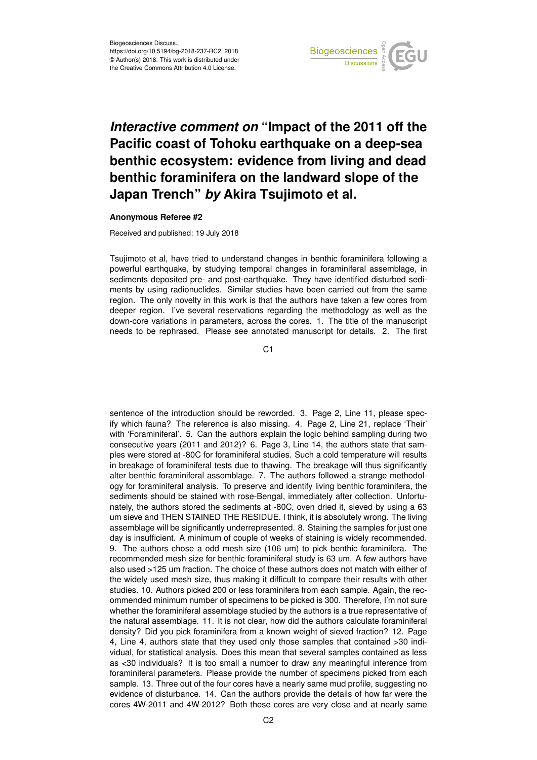Biogeosciences Discuss.,
https://doi.org/10.5194/bg-2018-237-RC2, 2018
© Author(s) 2018. This work is distributed under
the Creative Commons Attribution 4.0 License.

# *Interactive comment on* "Impact of the 2011 off the Pacific coast of Tohoku earthquake on a deep-sea benthic ecosystem: evidence from living and dead benthic foraminifera on the landward slope of the Japan Trench" *by* Akira Tsujimoto et al.

**Anonymous Referee #2**

Received and published: 19 July 2018

Tsujimoto et al, have tried to understand changes in benthic foraminifera following a powerful earthquake, by studying temporal changes in foraminiferal assemblage, in sediments deposited pre- and post-earthquake. They have identified disturbed sediments by using radionuclides. Similar studies have been carried out from the same region. The only novelty in this work is that the authors have taken a few cores from deeper region. I've several reservations regarding the methodology as well as the down-core variations in parameters, across the cores. 1. The title of the manuscript needs to be rephrased. Please see annotated manuscript for details. 2. The first sentence of the introduction should be reworded. 3. Page 2, Line 11, please specify which fauna? The reference is also missing. 4. Page 2, Line 21, replace 'Their' with 'Foraminiferal'. 5. Can the authors explain the logic behind sampling during two consecutive years (2011 and 2012)? 6. Page 3, Line 14, the authors state that samples were stored at -80C for foraminiferal studies. Such a cold temperature will results in breakage of foraminiferal tests due to thawing. The breakage will thus significantly alter benthic foraminiferal assemblage. 7. The authors followed a strange methodology for foraminiferal analysis. To preserve and identify living benthic foraminifera, the sediments should be stained with rose-Bengal, immediately after collection. Unfortunately, the authors stored the sediments at -80C, oven dried it, sieved by using a 63 um sieve and THEN STAINED THE RESIDUE. I think, it is absolutely wrong. The living assemblage will be significantly underrepresented. 8. Staining the samples for just one day is insufficient. A minimum of couple of weeks of staining is widely recommended. 9. The authors chose a odd mesh size (106 um) to pick benthic foraminifera. The recommended mesh size for benthic foraminiferal study is 63 um. A few authors have also used >125 um fraction. The choice of these authors does not match with either of the widely used mesh size, thus making it difficult to compare their results with other studies. 10. Authors picked 200 or less foraminifera from each sample. Again, the recommended minimum number of specimens to be picked is 300. Therefore, I'm not sure whether the foraminiferal assemblage studied by the authors is a true representative of the natural assemblage. 11. It is not clear, how did the authors calculate foraminiferal density? Did you pick foraminifera from a known weight of sieved fraction? 12. Page 4, Line 4, authors state that they used only those samples that contained >30 individual, for statistical analysis. Does this mean that several samples contained as less as <30 individuals? It is too small a number to draw any meaningful inference from foraminiferal parameters. Please provide the number of specimens picked from each sample. 13. Three out of the four cores have a nearly same mud profile, suggesting no evidence of disturbance. 14. Can the authors provide the details of how far were the cores 4W-2011 and 4W-2012? Both these cores are very close and at nearly same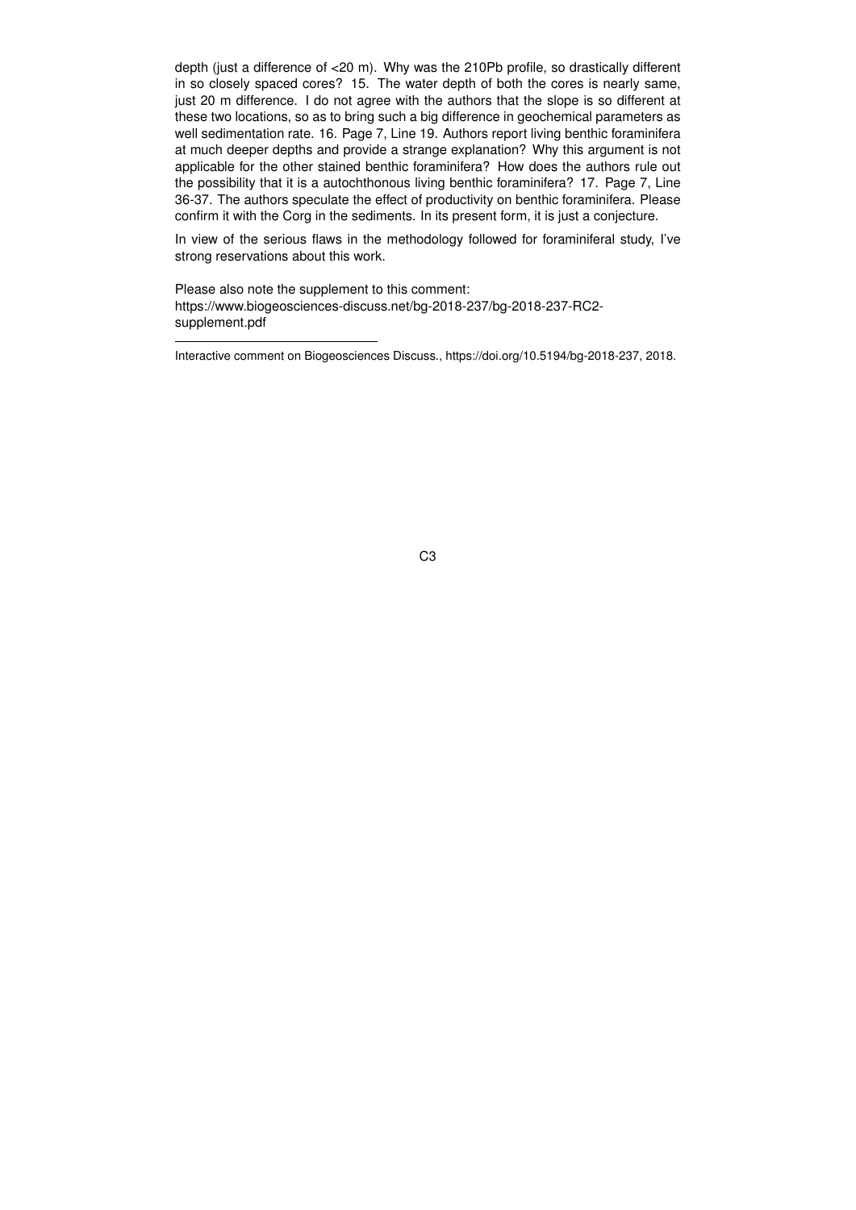depth (just a difference of <20 m). Why was the 210Pb profile, so drastically different in so closely spaced cores? 15. The water depth of both the cores is nearly same, just 20 m difference. I do not agree with the authors that the slope is so different at these two locations, so as to bring such a big difference in geochemical parameters as well sedimentation rate. 16. Page 7, Line 19. Authors report living benthic foraminifera at much deeper depths and provide a strange explanation? Why this argument is not applicable for the other stained benthic foraminifera? How does the authors rule out the possibility that it is a autochthonous living benthic foraminifera? 17. Page 7, Line 36-37. The authors speculate the effect of productivity on benthic foraminifera. Please confirm it with the Corg in the sediments. In its present form, it is just a conjecture.

In view of the serious flaws in the methodology followed for foraminiferal study, I've strong reservations about this work.

Please also note the supplement to this comment:
https://www.biogeosciences-discuss.net/bg-2018-237/bg-2018-237-RC2-supplement.pdf

---

Interactive comment on Biogeosciences Discuss., https://doi.org/10.5194/bg-2018-237, 2018.